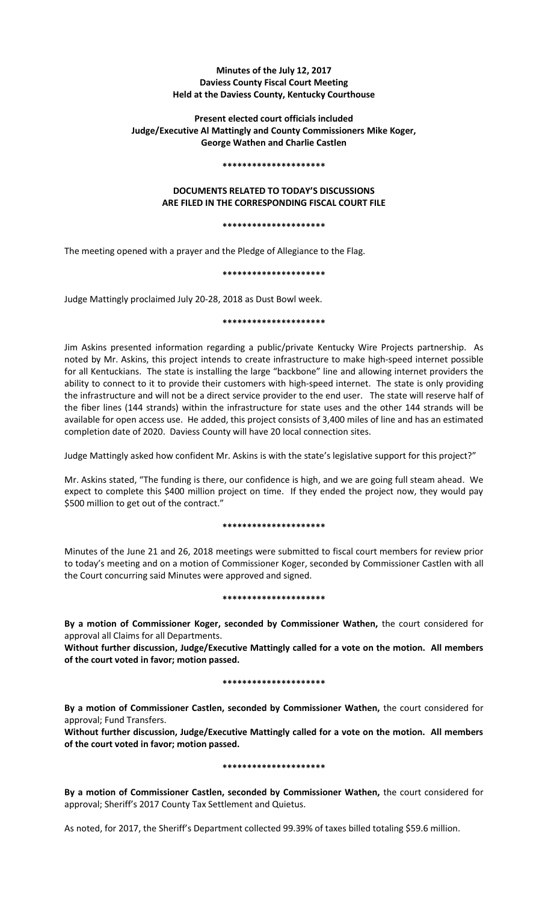**Minutes of the July 12, 2017**
**Daviess County Fiscal Court Meeting**
**Held at the Daviess County, Kentucky Courthouse**

**Present elected court officials included**
**Judge/Executive Al Mattingly and County Commissioners Mike Koger,**
**George Wathen and Charlie Castlen**

**\*\*\*\*\*\*\*\*\*\*\*\*\*\*\*\*\*\*\*\*\***

**DOCUMENTS RELATED TO TODAY'S DISCUSSIONS**
**ARE FILED IN THE CORRESPONDING FISCAL COURT FILE**

**\*\*\*\*\*\*\*\*\*\*\*\*\*\*\*\*\*\*\*\*\***

The meeting opened with a prayer and the Pledge of Allegiance to the Flag.

**\*\*\*\*\*\*\*\*\*\*\*\*\*\*\*\*\*\*\*\*\***

Judge Mattingly proclaimed July 20-28, 2018 as Dust Bowl week.

**\*\*\*\*\*\*\*\*\*\*\*\*\*\*\*\*\*\*\*\*\***

Jim Askins presented information regarding a public/private Kentucky Wire Projects partnership. As noted by Mr. Askins, this project intends to create infrastructure to make high-speed internet possible for all Kentuckians. The state is installing the large "backbone" line and allowing internet providers the ability to connect to it to provide their customers with high-speed internet. The state is only providing the infrastructure and will not be a direct service provider to the end user. The state will reserve half of the fiber lines (144 strands) within the infrastructure for state uses and the other 144 strands will be available for open access use. He added, this project consists of 3,400 miles of line and has an estimated completion date of 2020. Daviess County will have 20 local connection sites.

Judge Mattingly asked how confident Mr. Askins is with the state's legislative support for this project?"

Mr. Askins stated, "The funding is there, our confidence is high, and we are going full steam ahead. We expect to complete this $400 million project on time. If they ended the project now, they would pay $500 million to get out of the contract."

**\*\*\*\*\*\*\*\*\*\*\*\*\*\*\*\*\*\*\*\*\***

Minutes of the June 21 and 26, 2018 meetings were submitted to fiscal court members for review prior to today's meeting and on a motion of Commissioner Koger, seconded by Commissioner Castlen with all the Court concurring said Minutes were approved and signed.

**\*\*\*\*\*\*\*\*\*\*\*\*\*\*\*\*\*\*\*\*\***

**By a motion of Commissioner Koger, seconded by Commissioner Wathen,** the court considered for approval all Claims for all Departments.

**Without further discussion, Judge/Executive Mattingly called for a vote on the motion. All members of the court voted in favor; motion passed.**

**\*\*\*\*\*\*\*\*\*\*\*\*\*\*\*\*\*\*\*\*\***

**By a motion of Commissioner Castlen, seconded by Commissioner Wathen,** the court considered for approval; Fund Transfers.

**Without further discussion, Judge/Executive Mattingly called for a vote on the motion. All members of the court voted in favor; motion passed.**

**\*\*\*\*\*\*\*\*\*\*\*\*\*\*\*\*\*\*\*\*\***

**By a motion of Commissioner Castlen, seconded by Commissioner Wathen,** the court considered for approval; Sheriff's 2017 County Tax Settlement and Quietus.

As noted, for 2017, the Sheriff's Department collected 99.39% of taxes billed totaling $59.6 million.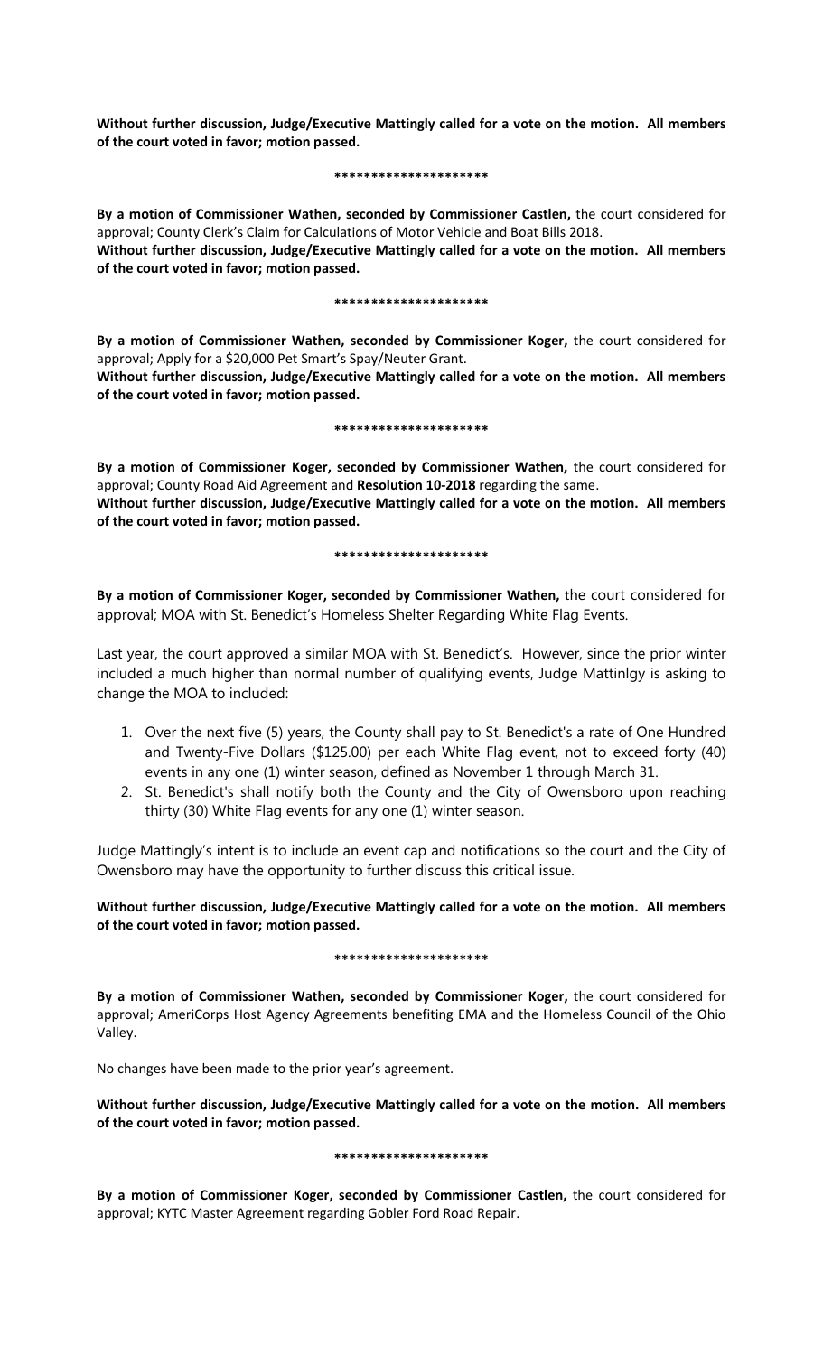**Without further discussion, Judge/Executive Mattingly called for a vote on the motion. All members of the court voted in favor; motion passed.**

**********************

**By a motion of Commissioner Wathen, seconded by Commissioner Castlen,** the court considered for approval; County Clerk's Claim for Calculations of Motor Vehicle and Boat Bills 2018.

**Without further discussion, Judge/Executive Mattingly called for a vote on the motion. All members of the court voted in favor; motion passed.**

**********************

**By a motion of Commissioner Wathen, seconded by Commissioner Koger,** the court considered for approval; Apply for a $20,000 Pet Smart's Spay/Neuter Grant.

**Without further discussion, Judge/Executive Mattingly called for a vote on the motion. All members of the court voted in favor; motion passed.**

**********************

**By a motion of Commissioner Koger, seconded by Commissioner Wathen,** the court considered for approval; County Road Aid Agreement and **Resolution 10-2018** regarding the same.

**Without further discussion, Judge/Executive Mattingly called for a vote on the motion. All members of the court voted in favor; motion passed.**

**********************

**By a motion of Commissioner Koger, seconded by Commissioner Wathen,** the court considered for approval; MOA with St. Benedict's Homeless Shelter Regarding White Flag Events.

Last year, the court approved a similar MOA with St. Benedict's. However, since the prior winter included a much higher than normal number of qualifying events, Judge Mattinlgy is asking to change the MOA to included:

1. Over the next five (5) years, the County shall pay to St. Benedict's a rate of One Hundred and Twenty-Five Dollars ($125.00) per each White Flag event, not to exceed forty (40) events in any one (1) winter season, defined as November 1 through March 31.
2. St. Benedict's shall notify both the County and the City of Owensboro upon reaching thirty (30) White Flag events for any one (1) winter season.

Judge Mattingly's intent is to include an event cap and notifications so the court and the City of Owensboro may have the opportunity to further discuss this critical issue.

**Without further discussion, Judge/Executive Mattingly called for a vote on the motion. All members of the court voted in favor; motion passed.**

**********************

**By a motion of Commissioner Wathen, seconded by Commissioner Koger,** the court considered for approval; AmeriCorps Host Agency Agreements benefiting EMA and the Homeless Council of the Ohio Valley.

No changes have been made to the prior year's agreement.

**Without further discussion, Judge/Executive Mattingly called for a vote on the motion. All members of the court voted in favor; motion passed.**

**********************

**By a motion of Commissioner Koger, seconded by Commissioner Castlen,** the court considered for approval; KYTC Master Agreement regarding Gobler Ford Road Repair.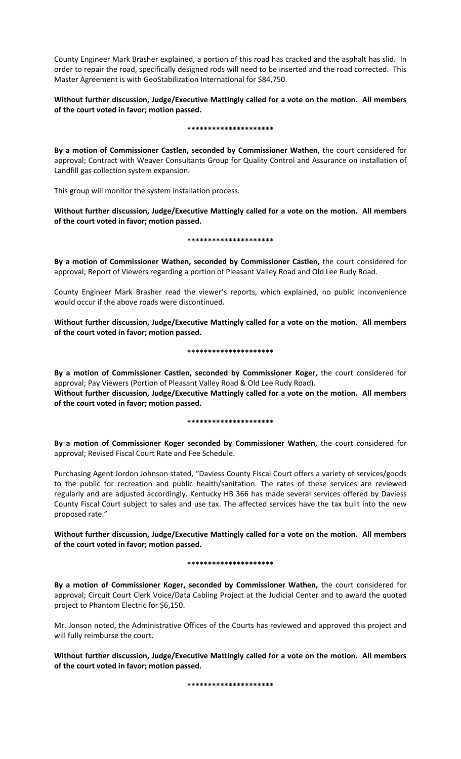County Engineer Mark Brasher explained, a portion of this road has cracked and the asphalt has slid. In order to repair the road, specifically designed rods will need to be inserted and the road corrected. This Master Agreement is with GeoStabilization International for $84,750.

**Without further discussion, Judge/Executive Mattingly called for a vote on the motion. All members of the court voted in favor; motion passed.**

**\*\*\*\*\*\*\*\*\*\*\*\*\*\*\*\*\*\*\*\*\***

**By a motion of Commissioner Castlen, seconded by Commissioner Wathen,** the court considered for approval; Contract with Weaver Consultants Group for Quality Control and Assurance on installation of Landfill gas collection system expansion.

This group will monitor the system installation process.

**Without further discussion, Judge/Executive Mattingly called for a vote on the motion. All members of the court voted in favor; motion passed.**

**\*\*\*\*\*\*\*\*\*\*\*\*\*\*\*\*\*\*\*\*\***

**By a motion of Commissioner Wathen, seconded by Commissioner Castlen,** the court considered for approval; Report of Viewers regarding a portion of Pleasant Valley Road and Old Lee Rudy Road.

County Engineer Mark Brasher read the viewer's reports, which explained, no public inconvenience would occur if the above roads were discontinued.

**Without further discussion, Judge/Executive Mattingly called for a vote on the motion. All members of the court voted in favor; motion passed.**

**\*\*\*\*\*\*\*\*\*\*\*\*\*\*\*\*\*\*\*\*\***

**By a motion of Commissioner Castlen, seconded by Commissioner Koger,** the court considered for approval; Pay Viewers (Portion of Pleasant Valley Road & Old Lee Rudy Road).
**Without further discussion, Judge/Executive Mattingly called for a vote on the motion. All members of the court voted in favor; motion passed.**

**\*\*\*\*\*\*\*\*\*\*\*\*\*\*\*\*\*\*\*\*\***

**By a motion of Commissioner Koger seconded by Commissioner Wathen,** the court considered for approval; Revised Fiscal Court Rate and Fee Schedule.

Purchasing Agent Jordon Johnson stated, "Daviess County Fiscal Court offers a variety of services/goods to the public for recreation and public health/sanitation. The rates of these services are reviewed regularly and are adjusted accordingly. Kentucky HB 366 has made several services offered by Daviess County Fiscal Court subject to sales and use tax. The affected services have the tax built into the new proposed rate."

**Without further discussion, Judge/Executive Mattingly called for a vote on the motion. All members of the court voted in favor; motion passed.**

**\*\*\*\*\*\*\*\*\*\*\*\*\*\*\*\*\*\*\*\*\***

**By a motion of Commissioner Koger, seconded by Commissioner Wathen,** the court considered for approval; Circuit Court Clerk Voice/Data Cabling Project at the Judicial Center and to award the quoted project to Phantom Electric for $6,150.

Mr. Jonson noted, the Administrative Offices of the Courts has reviewed and approved this project and will fully reimburse the court.

**Without further discussion, Judge/Executive Mattingly called for a vote on the motion. All members of the court voted in favor; motion passed.**

**\*\*\*\*\*\*\*\*\*\*\*\*\*\*\*\*\*\*\*\*\***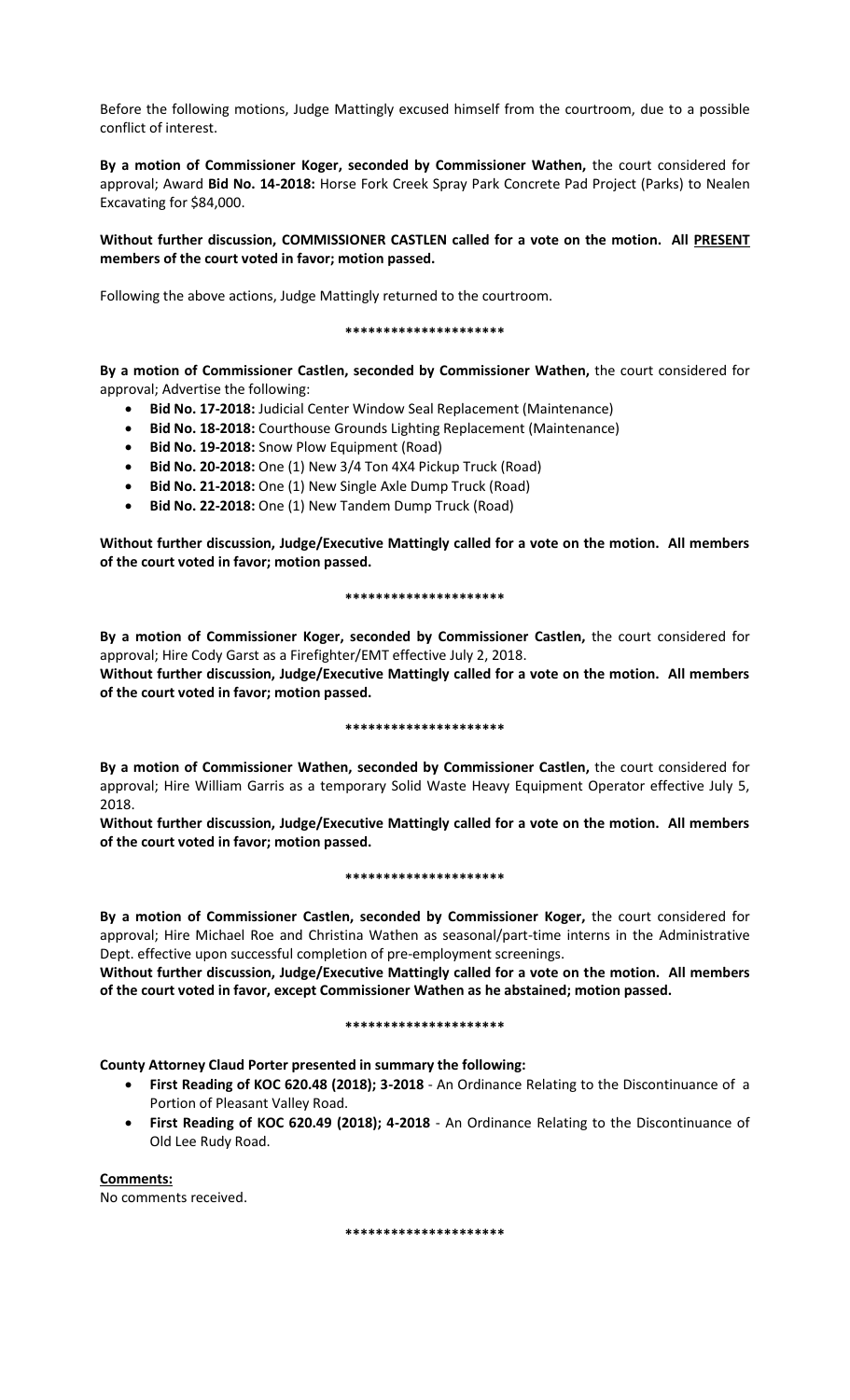Before the following motions, Judge Mattingly excused himself from the courtroom, due to a possible conflict of interest.

**By a motion of Commissioner Koger, seconded by Commissioner Wathen,** the court considered for approval; Award **Bid No. 14-2018:** Horse Fork Creek Spray Park Concrete Pad Project (Parks) to Nealen Excavating for $84,000.

**Without further discussion, COMMISSIONER CASTLEN called for a vote on the motion. All PRESENT members of the court voted in favor; motion passed.**

Following the above actions, Judge Mattingly returned to the courtroom.

**********************

**By a motion of Commissioner Castlen, seconded by Commissioner Wathen,** the court considered for approval; Advertise the following:

- **Bid No. 17-2018:** Judicial Center Window Seal Replacement (Maintenance)
- **Bid No. 18-2018:** Courthouse Grounds Lighting Replacement (Maintenance)
- **Bid No. 19-2018:** Snow Plow Equipment (Road)
- **Bid No. 20-2018:** One (1) New 3/4 Ton 4X4 Pickup Truck (Road)
- **Bid No. 21-2018:** One (1) New Single Axle Dump Truck (Road)
- **Bid No. 22-2018:** One (1) New Tandem Dump Truck (Road)

**Without further discussion, Judge/Executive Mattingly called for a vote on the motion. All members of the court voted in favor; motion passed.**

**********************

**By a motion of Commissioner Koger, seconded by Commissioner Castlen,** the court considered for approval; Hire Cody Garst as a Firefighter/EMT effective July 2, 2018.

**Without further discussion, Judge/Executive Mattingly called for a vote on the motion. All members of the court voted in favor; motion passed.**

**********************

**By a motion of Commissioner Wathen, seconded by Commissioner Castlen,** the court considered for approval; Hire William Garris as a temporary Solid Waste Heavy Equipment Operator effective July 5, 2018.

**Without further discussion, Judge/Executive Mattingly called for a vote on the motion. All members of the court voted in favor; motion passed.**

**********************

**By a motion of Commissioner Castlen, seconded by Commissioner Koger,** the court considered for approval; Hire Michael Roe and Christina Wathen as seasonal/part-time interns in the Administrative Dept. effective upon successful completion of pre-employment screenings.

**Without further discussion, Judge/Executive Mattingly called for a vote on the motion. All members of the court voted in favor, except Commissioner Wathen as he abstained; motion passed.**

**********************

**County Attorney Claud Porter presented in summary the following:**

- **First Reading of KOC 620.48 (2018); 3-2018** - An Ordinance Relating to the Discontinuance of a Portion of Pleasant Valley Road.
- **First Reading of KOC 620.49 (2018); 4-2018** - An Ordinance Relating to the Discontinuance of Old Lee Rudy Road.

**Comments:**

No comments received.

**********************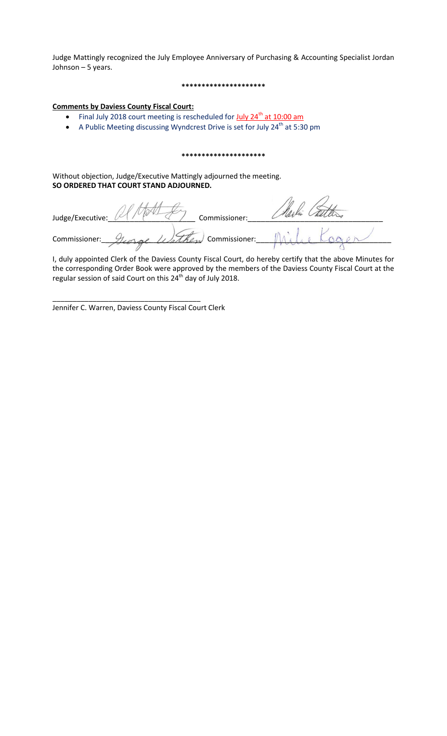Judge Mattingly recognized the July Employee Anniversary of Purchasing & Accounting Specialist Jordan Johnson – 5 years.

********************

**Comments by Daviess County Fiscal Court:**

- Final July 2018 court meeting is rescheduled for July 24th at 10:00 am
- A Public Meeting discussing Wyndcrest Drive is set for July 24th at 5:30 pm

********************

Without objection, Judge/Executive Mattingly adjourned the meeting.
**SO ORDERED THAT COURT STAND ADJOURNED.**

Judge/Executive: Al Mattingly Commissioner: Charlie Castlen

Commissioner: George Wathen Commissioner: Mike Koger

I, duly appointed Clerk of the Daviess County Fiscal Court, do hereby certify that the above Minutes for the corresponding Order Book were approved by the members of the Daviess County Fiscal Court at the regular session of said Court on this 24th day of July 2018.

\_\_\_\_\_\_\_\_\_\_\_\_\_\_\_\_\_\_\_\_\_\_\_\_\_\_\_\_\_\_\_\_\_\_\_\_

Jennifer C. Warren, Daviess County Fiscal Court Clerk